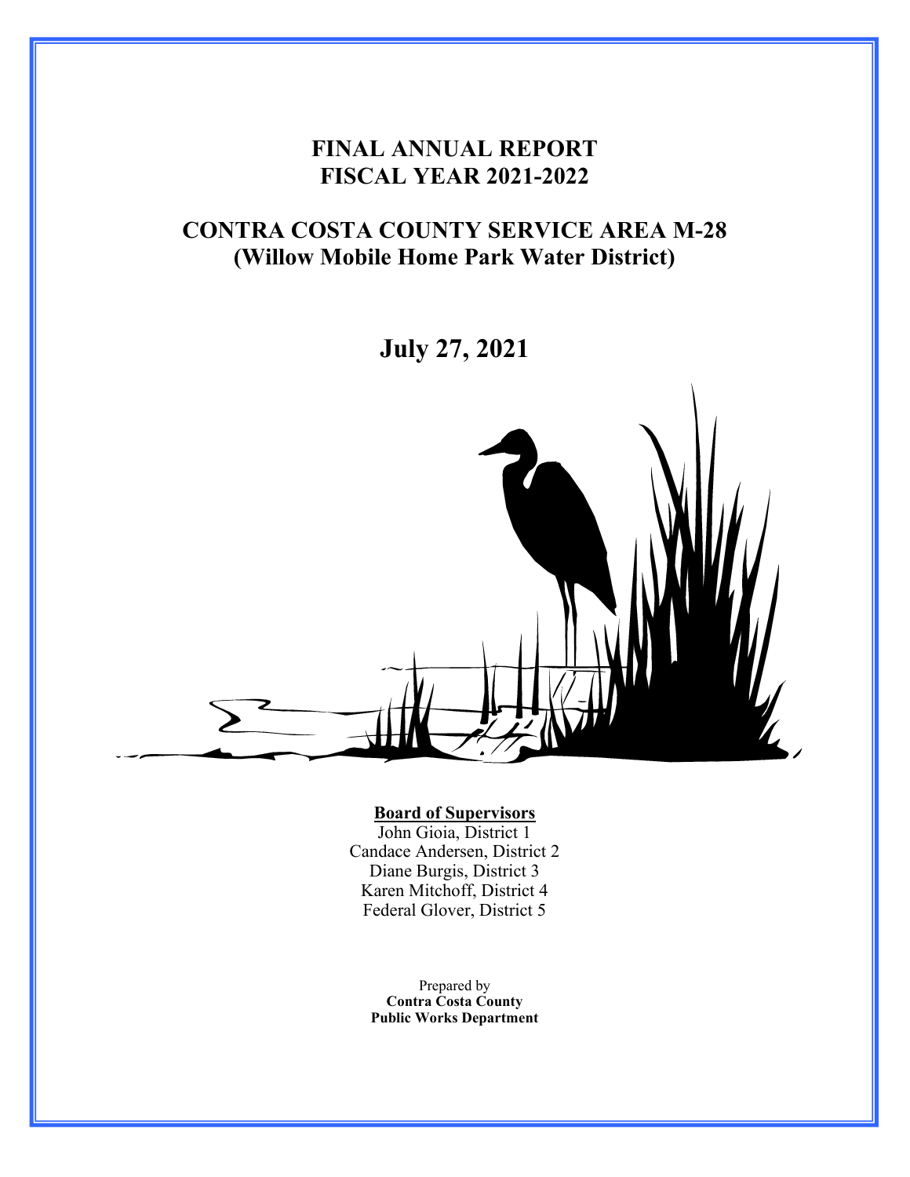# FINAL ANNUAL REPORT
# FISCAL YEAR 2021-2022

## CONTRA COSTA COUNTY SERVICE AREA M-28
## (Willow Mobile Home Park Water District)

## July 27, 2021

**Board of Supervisors**

John Gioia, District 1
Candace Andersen, District 2
Diane Burgis, District 3
Karen Mitchoff, District 4
Federal Glover, District 5

Prepared by
**Contra Costa County**
**Public Works Department**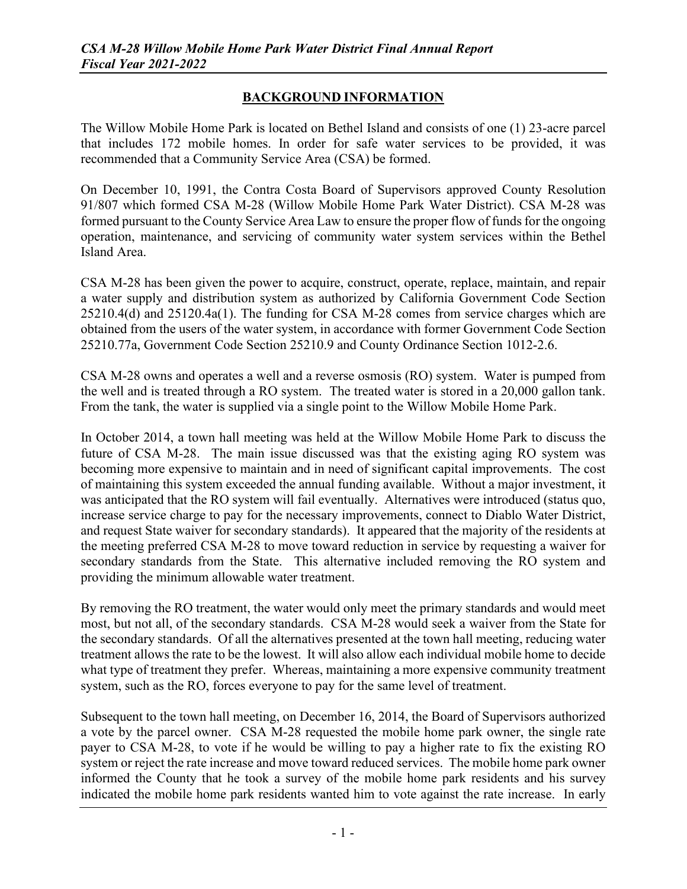## BACKGROUND INFORMATION

The Willow Mobile Home Park is located on Bethel Island and consists of one (1) 23-acre parcel that includes 172 mobile homes. In order for safe water services to be provided, it was recommended that a Community Service Area (CSA) be formed.

On December 10, 1991, the Contra Costa Board of Supervisors approved County Resolution 91/807 which formed CSA M-28 (Willow Mobile Home Park Water District). CSA M-28 was formed pursuant to the County Service Area Law to ensure the proper flow of funds for the ongoing operation, maintenance, and servicing of community water system services within the Bethel Island Area.

CSA M-28 has been given the power to acquire, construct, operate, replace, maintain, and repair a water supply and distribution system as authorized by California Government Code Section 25210.4(d) and 25120.4a(1). The funding for CSA M-28 comes from service charges which are obtained from the users of the water system, in accordance with former Government Code Section 25210.77a, Government Code Section 25210.9 and County Ordinance Section 1012-2.6.

CSA M-28 owns and operates a well and a reverse osmosis (RO) system. Water is pumped from the well and is treated through a RO system. The treated water is stored in a 20,000 gallon tank. From the tank, the water is supplied via a single point to the Willow Mobile Home Park.

In October 2014, a town hall meeting was held at the Willow Mobile Home Park to discuss the future of CSA M-28. The main issue discussed was that the existing aging RO system was becoming more expensive to maintain and in need of significant capital improvements. The cost of maintaining this system exceeded the annual funding available. Without a major investment, it was anticipated that the RO system will fail eventually. Alternatives were introduced (status quo, increase service charge to pay for the necessary improvements, connect to Diablo Water District, and request State waiver for secondary standards). It appeared that the majority of the residents at the meeting preferred CSA M-28 to move toward reduction in service by requesting a waiver for secondary standards from the State. This alternative included removing the RO system and providing the minimum allowable water treatment.

By removing the RO treatment, the water would only meet the primary standards and would meet most, but not all, of the secondary standards. CSA M-28 would seek a waiver from the State for the secondary standards. Of all the alternatives presented at the town hall meeting, reducing water treatment allows the rate to be the lowest. It will also allow each individual mobile home to decide what type of treatment they prefer. Whereas, maintaining a more expensive community treatment system, such as the RO, forces everyone to pay for the same level of treatment.

Subsequent to the town hall meeting, on December 16, 2014, the Board of Supervisors authorized a vote by the parcel owner. CSA M-28 requested the mobile home park owner, the single rate payer to CSA M-28, to vote if he would be willing to pay a higher rate to fix the existing RO system or reject the rate increase and move toward reduced services. The mobile home park owner informed the County that he took a survey of the mobile home park residents and his survey indicated the mobile home park residents wanted him to vote against the rate increase. In early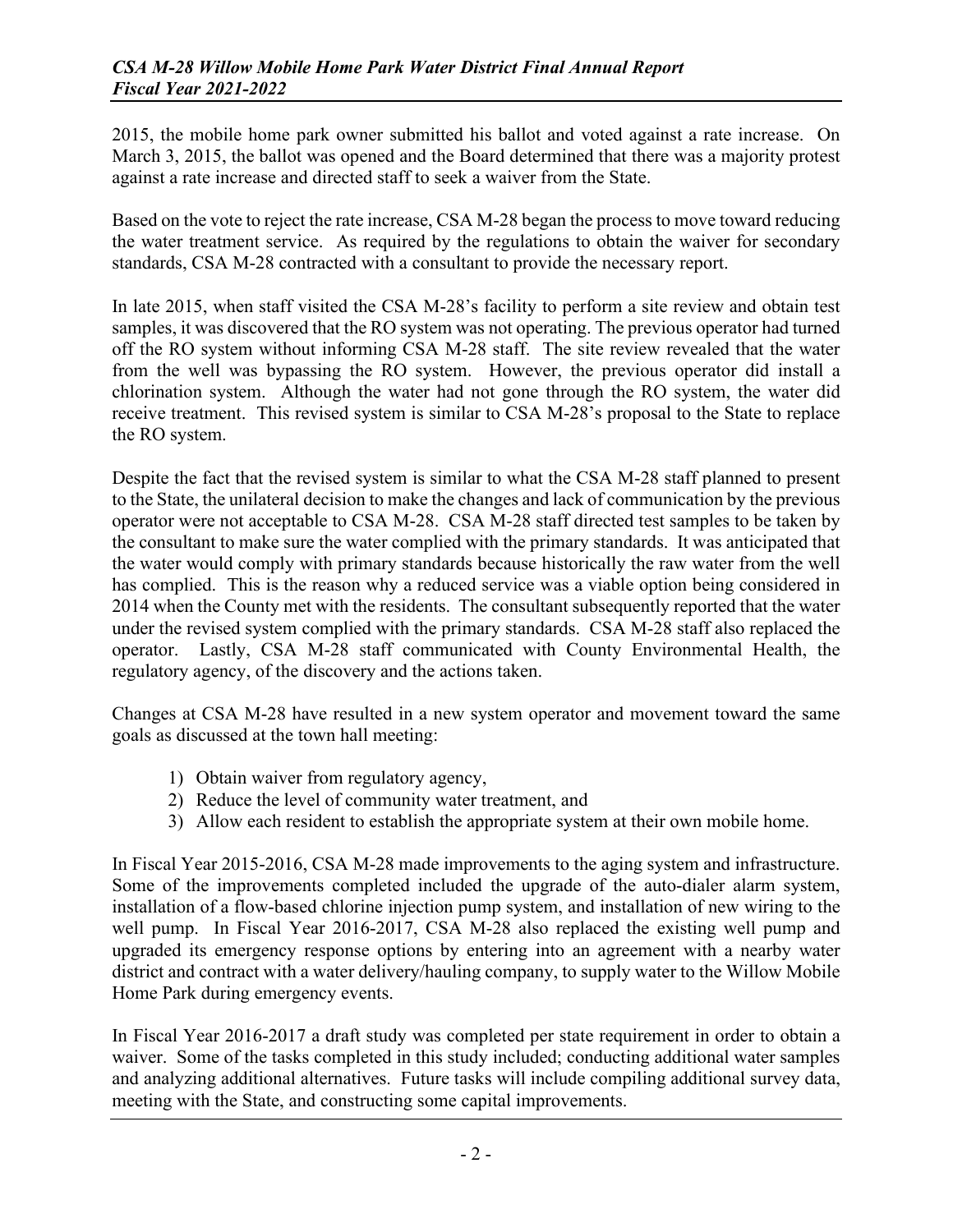2015, the mobile home park owner submitted his ballot and voted against a rate increase. On March 3, 2015, the ballot was opened and the Board determined that there was a majority protest against a rate increase and directed staff to seek a waiver from the State.

Based on the vote to reject the rate increase, CSA M-28 began the process to move toward reducing the water treatment service. As required by the regulations to obtain the waiver for secondary standards, CSA M-28 contracted with a consultant to provide the necessary report.

In late 2015, when staff visited the CSA M-28's facility to perform a site review and obtain test samples, it was discovered that the RO system was not operating. The previous operator had turned off the RO system without informing CSA M-28 staff. The site review revealed that the water from the well was bypassing the RO system. However, the previous operator did install a chlorination system. Although the water had not gone through the RO system, the water did receive treatment. This revised system is similar to CSA M-28's proposal to the State to replace the RO system.

Despite the fact that the revised system is similar to what the CSA M-28 staff planned to present to the State, the unilateral decision to make the changes and lack of communication by the previous operator were not acceptable to CSA M-28. CSA M-28 staff directed test samples to be taken by the consultant to make sure the water complied with the primary standards. It was anticipated that the water would comply with primary standards because historically the raw water from the well has complied. This is the reason why a reduced service was a viable option being considered in 2014 when the County met with the residents. The consultant subsequently reported that the water under the revised system complied with the primary standards. CSA M-28 staff also replaced the operator. Lastly, CSA M-28 staff communicated with County Environmental Health, the regulatory agency, of the discovery and the actions taken.

Changes at CSA M-28 have resulted in a new system operator and movement toward the same goals as discussed at the town hall meeting:

1) Obtain waiver from regulatory agency,
2) Reduce the level of community water treatment, and
3) Allow each resident to establish the appropriate system at their own mobile home.

In Fiscal Year 2015-2016, CSA M-28 made improvements to the aging system and infrastructure. Some of the improvements completed included the upgrade of the auto-dialer alarm system, installation of a flow-based chlorine injection pump system, and installation of new wiring to the well pump. In Fiscal Year 2016-2017, CSA M-28 also replaced the existing well pump and upgraded its emergency response options by entering into an agreement with a nearby water district and contract with a water delivery/hauling company, to supply water to the Willow Mobile Home Park during emergency events.

In Fiscal Year 2016-2017 a draft study was completed per state requirement in order to obtain a waiver. Some of the tasks completed in this study included; conducting additional water samples and analyzing additional alternatives. Future tasks will include compiling additional survey data, meeting with the State, and constructing some capital improvements.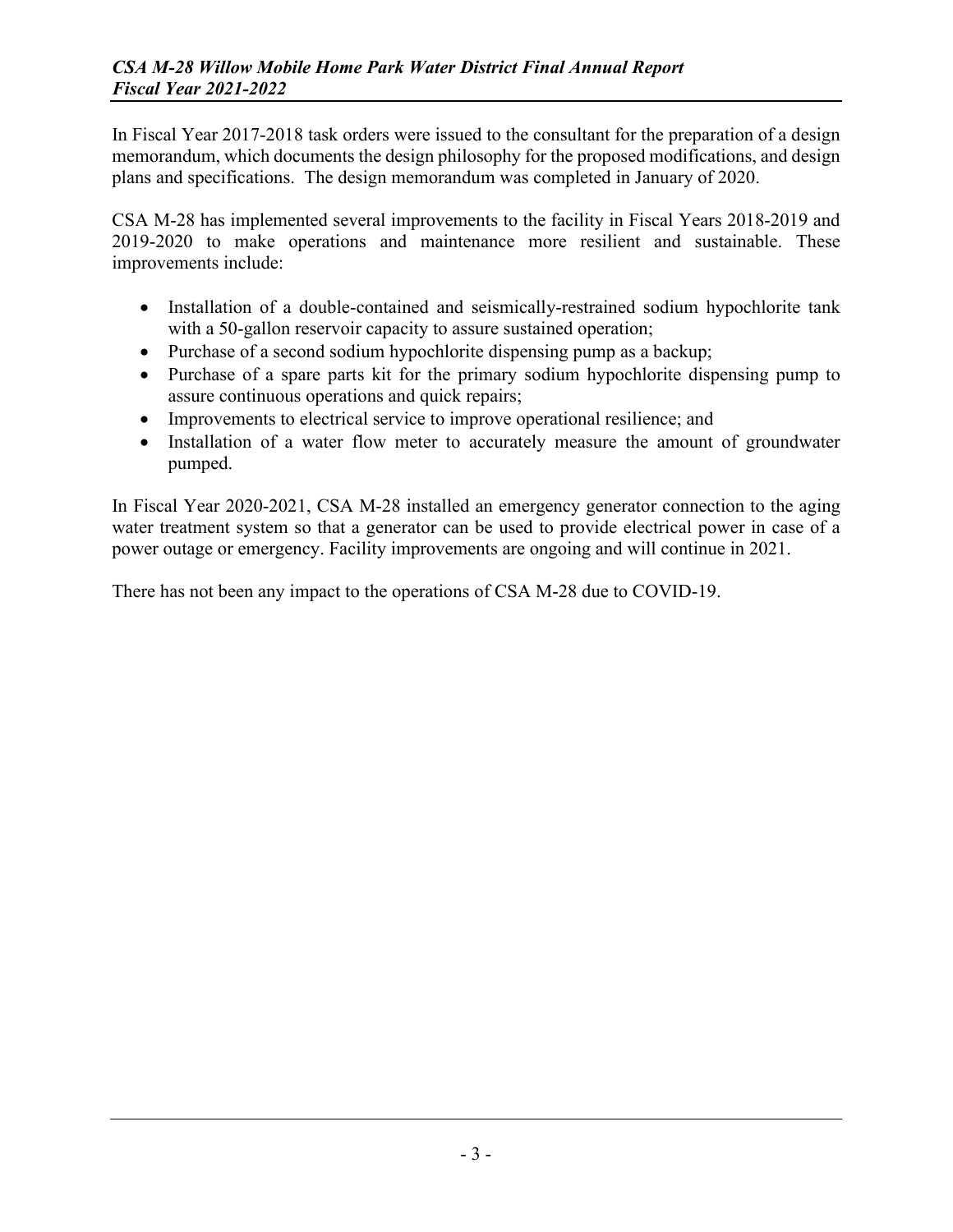In Fiscal Year 2017-2018 task orders were issued to the consultant for the preparation of a design memorandum, which documents the design philosophy for the proposed modifications, and design plans and specifications. The design memorandum was completed in January of 2020.

CSA M-28 has implemented several improvements to the facility in Fiscal Years 2018-2019 and 2019-2020 to make operations and maintenance more resilient and sustainable. These improvements include:

- Installation of a double-contained and seismically-restrained sodium hypochlorite tank with a 50-gallon reservoir capacity to assure sustained operation;
- Purchase of a second sodium hypochlorite dispensing pump as a backup;
- Purchase of a spare parts kit for the primary sodium hypochlorite dispensing pump to assure continuous operations and quick repairs;
- Improvements to electrical service to improve operational resilience; and
- Installation of a water flow meter to accurately measure the amount of groundwater pumped.

In Fiscal Year 2020-2021, CSA M-28 installed an emergency generator connection to the aging water treatment system so that a generator can be used to provide electrical power in case of a power outage or emergency. Facility improvements are ongoing and will continue in 2021.

There has not been any impact to the operations of CSA M-28 due to COVID-19.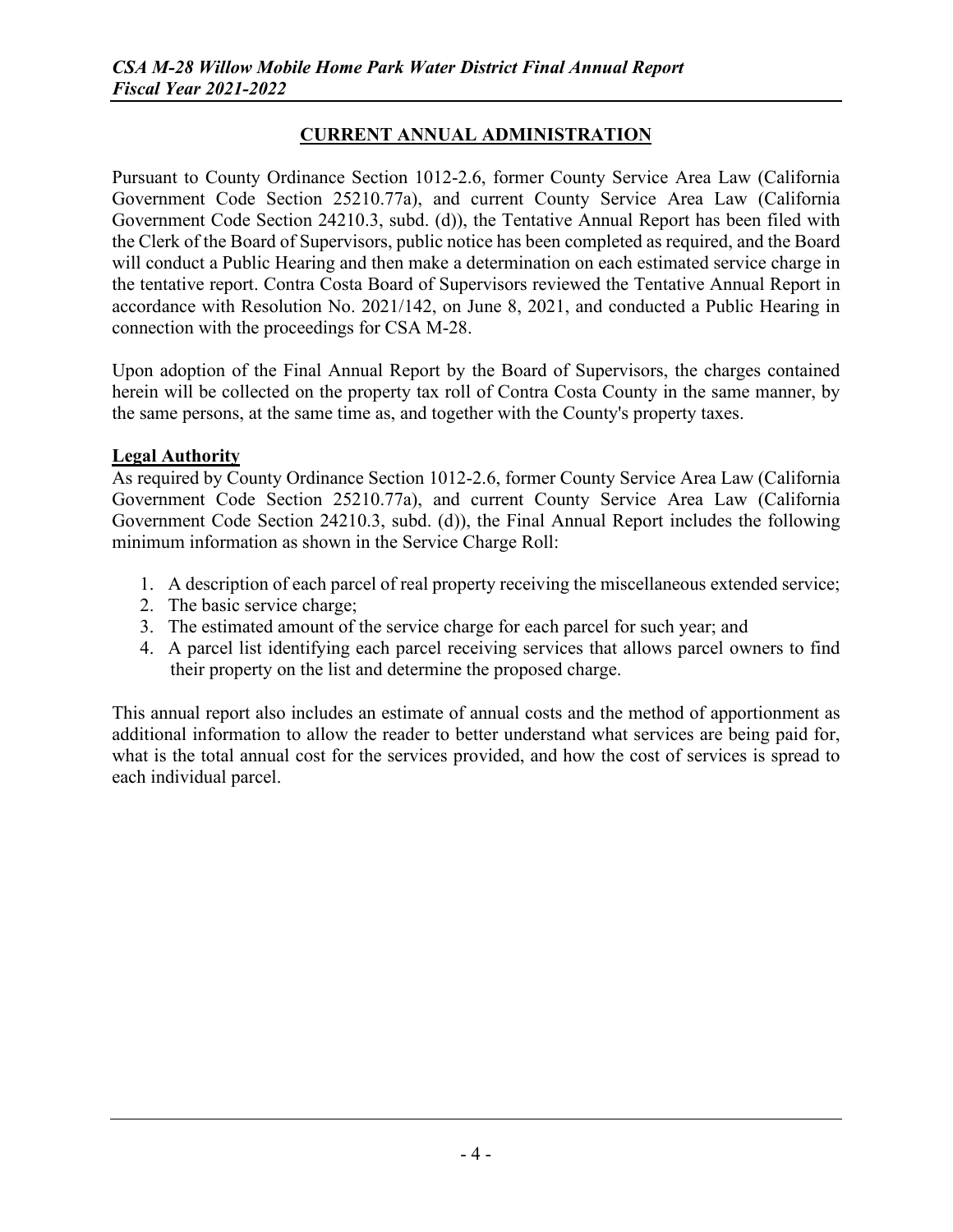## CURRENT ANNUAL ADMINISTRATION

Pursuant to County Ordinance Section 1012-2.6, former County Service Area Law (California Government Code Section 25210.77a), and current County Service Area Law (California Government Code Section 24210.3, subd. (d)), the Tentative Annual Report has been filed with the Clerk of the Board of Supervisors, public notice has been completed as required, and the Board will conduct a Public Hearing and then make a determination on each estimated service charge in the tentative report. Contra Costa Board of Supervisors reviewed the Tentative Annual Report in accordance with Resolution No. 2021/142, on June 8, 2021, and conducted a Public Hearing in connection with the proceedings for CSA M-28.

Upon adoption of the Final Annual Report by the Board of Supervisors, the charges contained herein will be collected on the property tax roll of Contra Costa County in the same manner, by the same persons, at the same time as, and together with the County's property taxes.

### Legal Authority

As required by County Ordinance Section 1012-2.6, former County Service Area Law (California Government Code Section 25210.77a), and current County Service Area Law (California Government Code Section 24210.3, subd. (d)), the Final Annual Report includes the following minimum information as shown in the Service Charge Roll:

1. A description of each parcel of real property receiving the miscellaneous extended service;
2. The basic service charge;
3. The estimated amount of the service charge for each parcel for such year; and
4. A parcel list identifying each parcel receiving services that allows parcel owners to find their property on the list and determine the proposed charge.

This annual report also includes an estimate of annual costs and the method of apportionment as additional information to allow the reader to better understand what services are being paid for, what is the total annual cost for the services provided, and how the cost of services is spread to each individual parcel.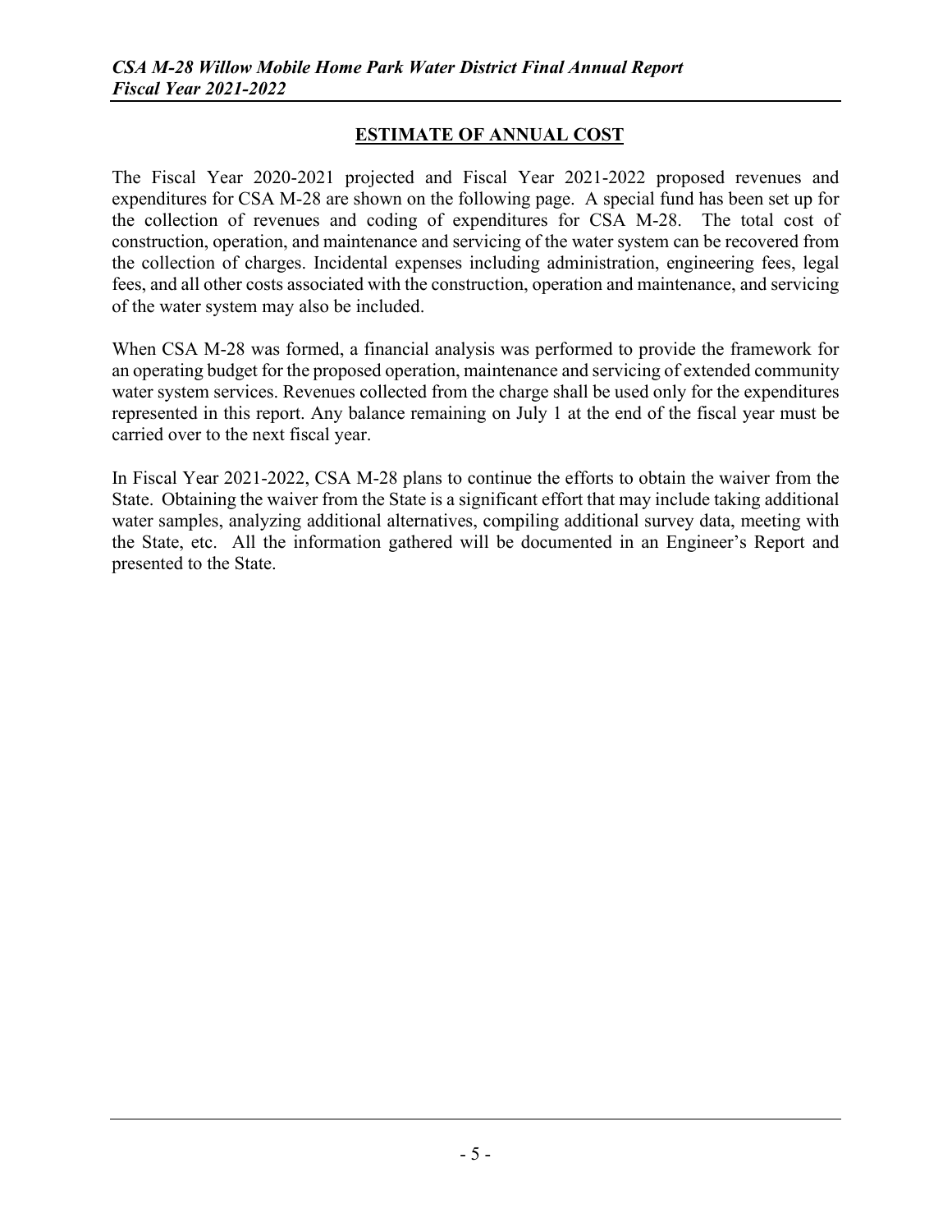## ESTIMATE OF ANNUAL COST

The Fiscal Year 2020-2021 projected and Fiscal Year 2021-2022 proposed revenues and expenditures for CSA M-28 are shown on the following page. A special fund has been set up for the collection of revenues and coding of expenditures for CSA M-28. The total cost of construction, operation, and maintenance and servicing of the water system can be recovered from the collection of charges. Incidental expenses including administration, engineering fees, legal fees, and all other costs associated with the construction, operation and maintenance, and servicing of the water system may also be included.

When CSA M-28 was formed, a financial analysis was performed to provide the framework for an operating budget for the proposed operation, maintenance and servicing of extended community water system services. Revenues collected from the charge shall be used only for the expenditures represented in this report. Any balance remaining on July 1 at the end of the fiscal year must be carried over to the next fiscal year.

In Fiscal Year 2021-2022, CSA M-28 plans to continue the efforts to obtain the waiver from the State. Obtaining the waiver from the State is a significant effort that may include taking additional water samples, analyzing additional alternatives, compiling additional survey data, meeting with the State, etc. All the information gathered will be documented in an Engineer's Report and presented to the State.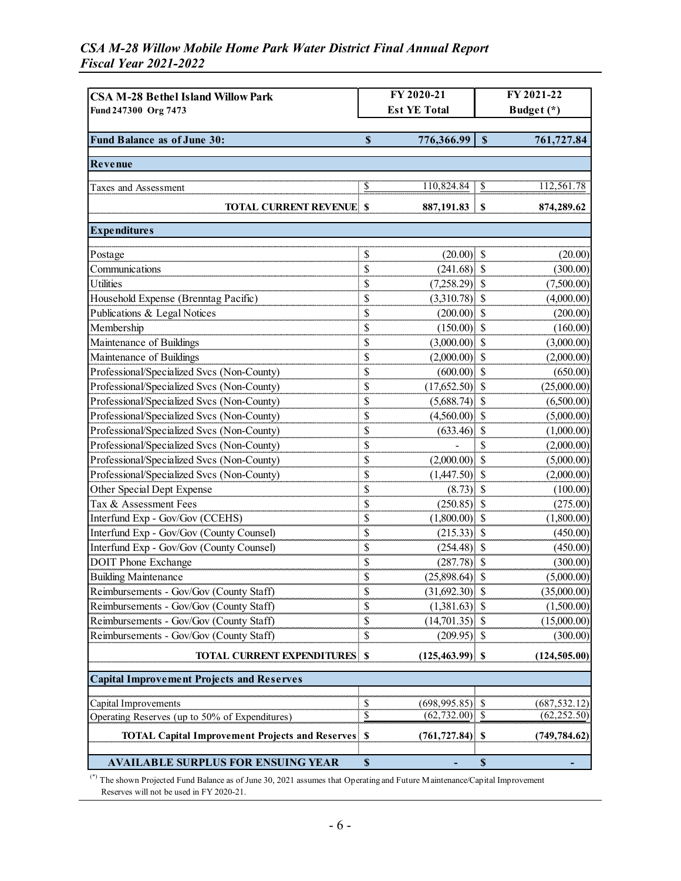| CSA M-28 Bethel Island Willow Park<br>Fund 247300 Org 7473 | FY 2020-21<br>Est YE Total | FY 2021-22<br>Budget (*) |
|---|---|---|
| **Fund Balance as of June 30:** | **$ 776,366.99** | **$ 761,727.84** |
| **Revenue** | | |
| Taxes and Assessment | $ 110,824.84 | $ 112,561.78 |
| **TOTAL CURRENT REVENUE** | **$ 887,191.83** | **$ 874,289.62** |
| **Expenditures** | | |
| Postage | $ (20.00) | $ (20.00) |
| Communications | $ (241.68) | $ (300.00) |
| Utilities | $ (7,258.29) | $ (7,500.00) |
| Household Expense (Brenntag Pacific) | $ (3,310.78) | $ (4,000.00) |
| Publications & Legal Notices | $ (200.00) | $ (200.00) |
| Membership | $ (150.00) | $ (160.00) |
| Maintenance of Buildings | $ (3,000.00) | $ (3,000.00) |
| Maintenance of Buildings | $ (2,000.00) | $ (2,000.00) |
| Professional/Specialized Svcs (Non-County) | $ (600.00) | $ (650.00) |
| Professional/Specialized Svcs (Non-County) | $ (17,652.50) | $ (25,000.00) |
| Professional/Specialized Svcs (Non-County) | $ (5,688.74) | $ (6,500.00) |
| Professional/Specialized Svcs (Non-County) | $ (4,560.00) | $ (5,000.00) |
| Professional/Specialized Svcs (Non-County) | $ (633.46) | $ (1,000.00) |
| Professional/Specialized Svcs (Non-County) | $ - | $ (2,000.00) |
| Professional/Specialized Svcs (Non-County) | $ (2,000.00) | $ (5,000.00) |
| Professional/Specialized Svcs (Non-County) | $ (1,447.50) | $ (2,000.00) |
| Other Special Dept Expense | $ (8.73) | $ (100.00) |
| Tax & Assessment Fees | $ (250.85) | $ (275.00) |
| Interfund Exp - Gov/Gov (CCEHS) | $ (1,800.00) | $ (1,800.00) |
| Interfund Exp - Gov/Gov (County Counsel) | $ (215.33) | $ (450.00) |
| Interfund Exp - Gov/Gov (County Counsel) | $ (254.48) | $ (450.00) |
| DOIT Phone Exchange | $ (287.78) | $ (300.00) |
| Building Maintenance | $ (25,898.64) | $ (5,000.00) |
| Reimbursements - Gov/Gov (County Staff) | $ (31,692.30) | $ (35,000.00) |
| Reimbursements - Gov/Gov (County Staff) | $ (1,381.63) | $ (1,500.00) |
| Reimbursements - Gov/Gov (County Staff) | $ (14,701.35) | $ (15,000.00) |
| Reimbursements - Gov/Gov (County Staff) | $ (209.95) | $ (300.00) |
| **TOTAL CURRENT EXPENDITURES** | **$ (125,463.99)** | **$ (124,505.00)** |
| **Capital Improvement Projects and Reserves** | | |
| Capital Improvements | $ (698,995.85) | $ (687,532.12) |
| Operating Reserves (up to 50% of Expenditures) | $ (62,732.00) | $ (62,252.50) |
| **TOTAL Capital Improvement Projects and Reserves** | **$ (761,727.84)** | **$ (749,784.62)** |
| **AVAILABLE SURPLUS FOR ENSUING YEAR** | **$ -** | **$ -** |

(*) The shown Projected Fund Balance as of June 30, 2021 assumes that Operating and Future Maintenance/Capital Improvement Reserves will not be used in FY 2020-21.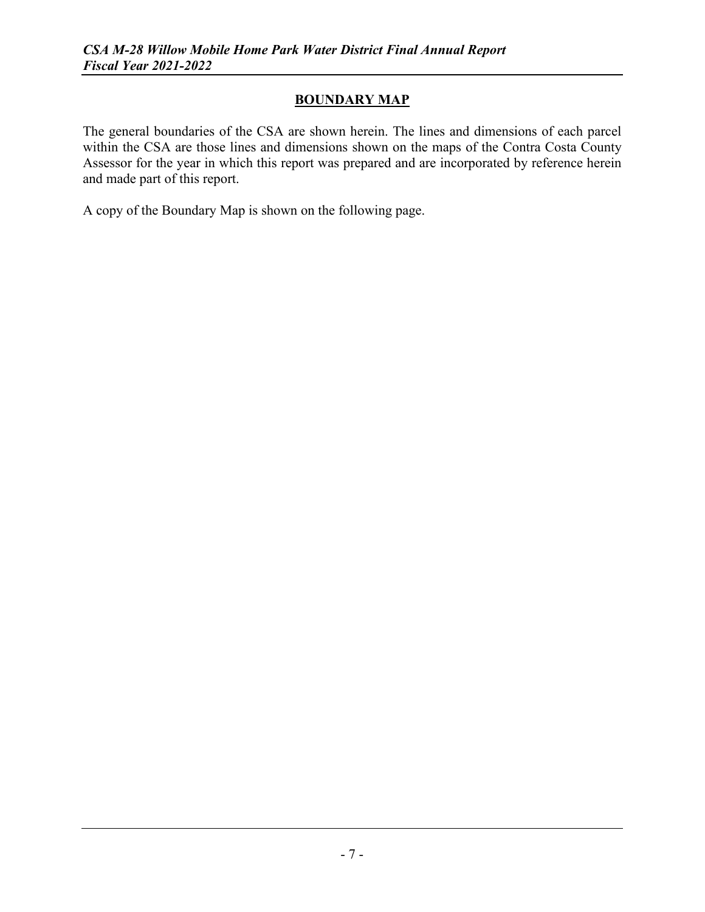## BOUNDARY MAP

The general boundaries of the CSA are shown herein. The lines and dimensions of each parcel within the CSA are those lines and dimensions shown on the maps of the Contra Costa County Assessor for the year in which this report was prepared and are incorporated by reference herein and made part of this report.

A copy of the Boundary Map is shown on the following page.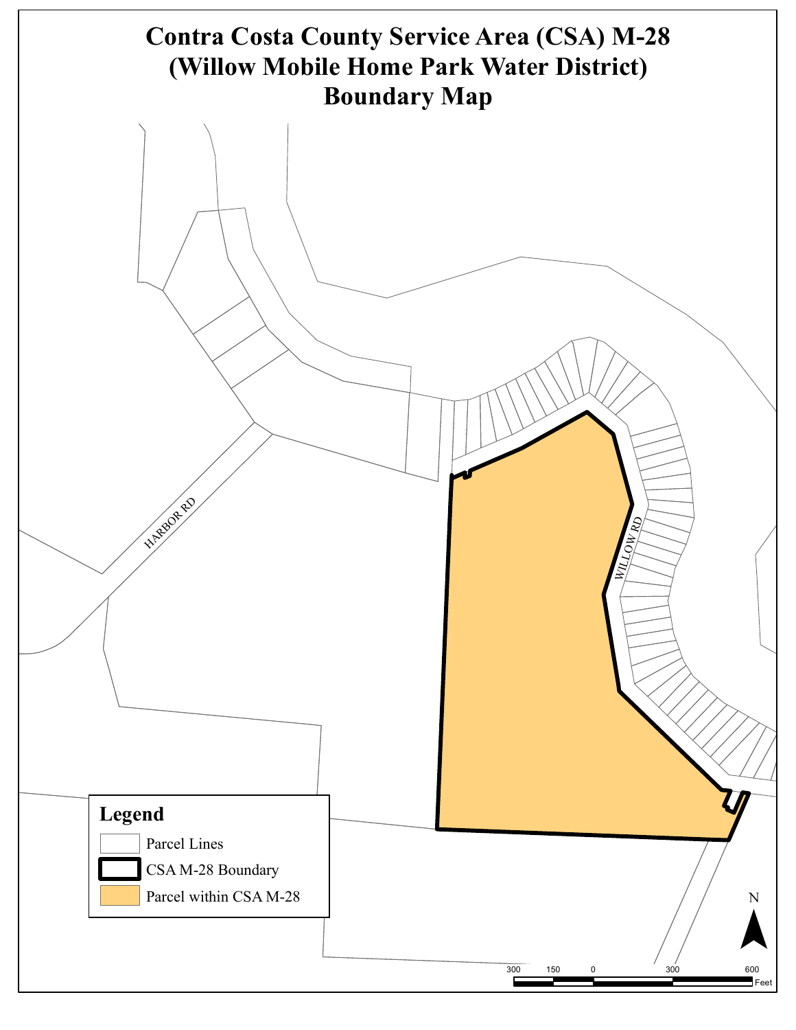# Contra Costa County Service Area (CSA) M-28
# (Willow Mobile Home Park Water District)
# Boundary Map

HARBOR RD

WILLOW RD

**Legend**

- Parcel Lines
- CSA M-28 Boundary
- Parcel within CSA M-28

N

300 150 0 300 600

Feet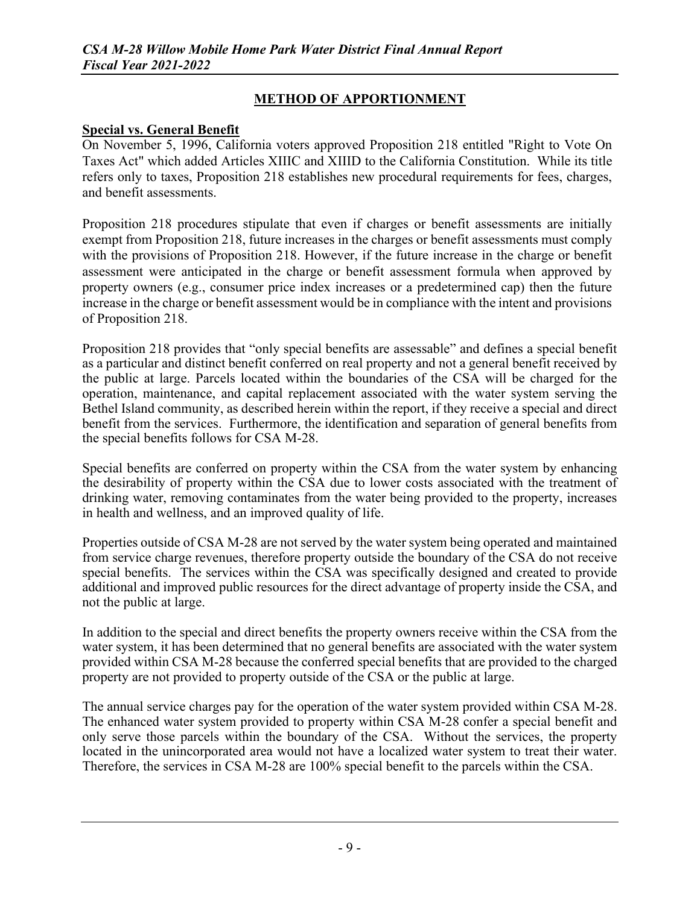## METHOD OF APPORTIONMENT

### Special vs. General Benefit

On November 5, 1996, California voters approved Proposition 218 entitled "Right to Vote On Taxes Act" which added Articles XIIIC and XIIID to the California Constitution. While its title refers only to taxes, Proposition 218 establishes new procedural requirements for fees, charges, and benefit assessments.

Proposition 218 procedures stipulate that even if charges or benefit assessments are initially exempt from Proposition 218, future increases in the charges or benefit assessments must comply with the provisions of Proposition 218. However, if the future increase in the charge or benefit assessment were anticipated in the charge or benefit assessment formula when approved by property owners (e.g., consumer price index increases or a predetermined cap) then the future increase in the charge or benefit assessment would be in compliance with the intent and provisions of Proposition 218.

Proposition 218 provides that "only special benefits are assessable" and defines a special benefit as a particular and distinct benefit conferred on real property and not a general benefit received by the public at large. Parcels located within the boundaries of the CSA will be charged for the operation, maintenance, and capital replacement associated with the water system serving the Bethel Island community, as described herein within the report, if they receive a special and direct benefit from the services. Furthermore, the identification and separation of general benefits from the special benefits follows for CSA M-28.

Special benefits are conferred on property within the CSA from the water system by enhancing the desirability of property within the CSA due to lower costs associated with the treatment of drinking water, removing contaminates from the water being provided to the property, increases in health and wellness, and an improved quality of life.

Properties outside of CSA M-28 are not served by the water system being operated and maintained from service charge revenues, therefore property outside the boundary of the CSA do not receive special benefits. The services within the CSA was specifically designed and created to provide additional and improved public resources for the direct advantage of property inside the CSA, and not the public at large.

In addition to the special and direct benefits the property owners receive within the CSA from the water system, it has been determined that no general benefits are associated with the water system provided within CSA M-28 because the conferred special benefits that are provided to the charged property are not provided to property outside of the CSA or the public at large.

The annual service charges pay for the operation of the water system provided within CSA M-28. The enhanced water system provided to property within CSA M-28 confer a special benefit and only serve those parcels within the boundary of the CSA. Without the services, the property located in the unincorporated area would not have a localized water system to treat their water. Therefore, the services in CSA M-28 are 100% special benefit to the parcels within the CSA.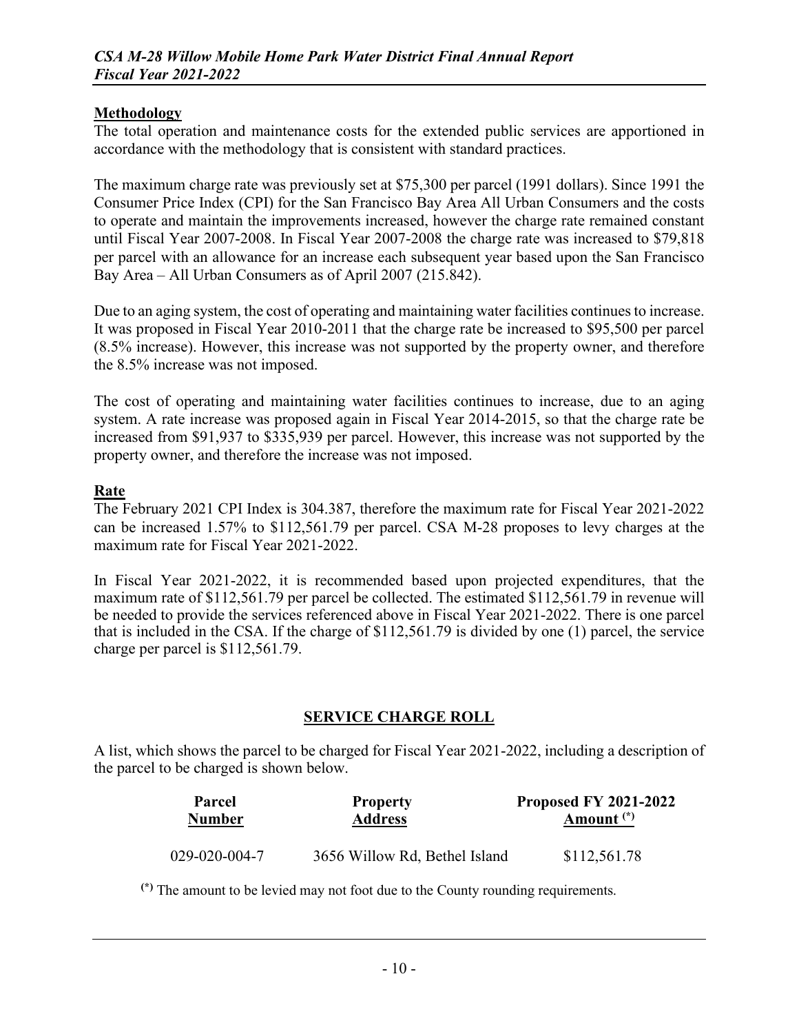## Methodology

The total operation and maintenance costs for the extended public services are apportioned in accordance with the methodology that is consistent with standard practices.

The maximum charge rate was previously set at $75,300 per parcel (1991 dollars). Since 1991 the Consumer Price Index (CPI) for the San Francisco Bay Area All Urban Consumers and the costs to operate and maintain the improvements increased, however the charge rate remained constant until Fiscal Year 2007-2008. In Fiscal Year 2007-2008 the charge rate was increased to $79,818 per parcel with an allowance for an increase each subsequent year based upon the San Francisco Bay Area – All Urban Consumers as of April 2007 (215.842).

Due to an aging system, the cost of operating and maintaining water facilities continues to increase. It was proposed in Fiscal Year 2010-2011 that the charge rate be increased to $95,500 per parcel (8.5% increase). However, this increase was not supported by the property owner, and therefore the 8.5% increase was not imposed.

The cost of operating and maintaining water facilities continues to increase, due to an aging system. A rate increase was proposed again in Fiscal Year 2014-2015, so that the charge rate be increased from $91,937 to $335,939 per parcel. However, this increase was not supported by the property owner, and therefore the increase was not imposed.

## Rate

The February 2021 CPI Index is 304.387, therefore the maximum rate for Fiscal Year 2021-2022 can be increased 1.57% to $112,561.79 per parcel. CSA M-28 proposes to levy charges at the maximum rate for Fiscal Year 2021-2022.

In Fiscal Year 2021-2022, it is recommended based upon projected expenditures, that the maximum rate of $112,561.79 per parcel be collected. The estimated $112,561.79 in revenue will be needed to provide the services referenced above in Fiscal Year 2021-2022. There is one parcel that is included in the CSA. If the charge of $112,561.79 is divided by one (1) parcel, the service charge per parcel is $112,561.79.

## SERVICE CHARGE ROLL

A list, which shows the parcel to be charged for Fiscal Year 2021-2022, including a description of the parcel to be charged is shown below.

| Parcel Number | Property Address | Proposed FY 2021-2022 Amount (*) |
|---|---|---|
| 029-020-004-7 | 3656 Willow Rd, Bethel Island | $112,561.78 |

(*) The amount to be levied may not foot due to the County rounding requirements.